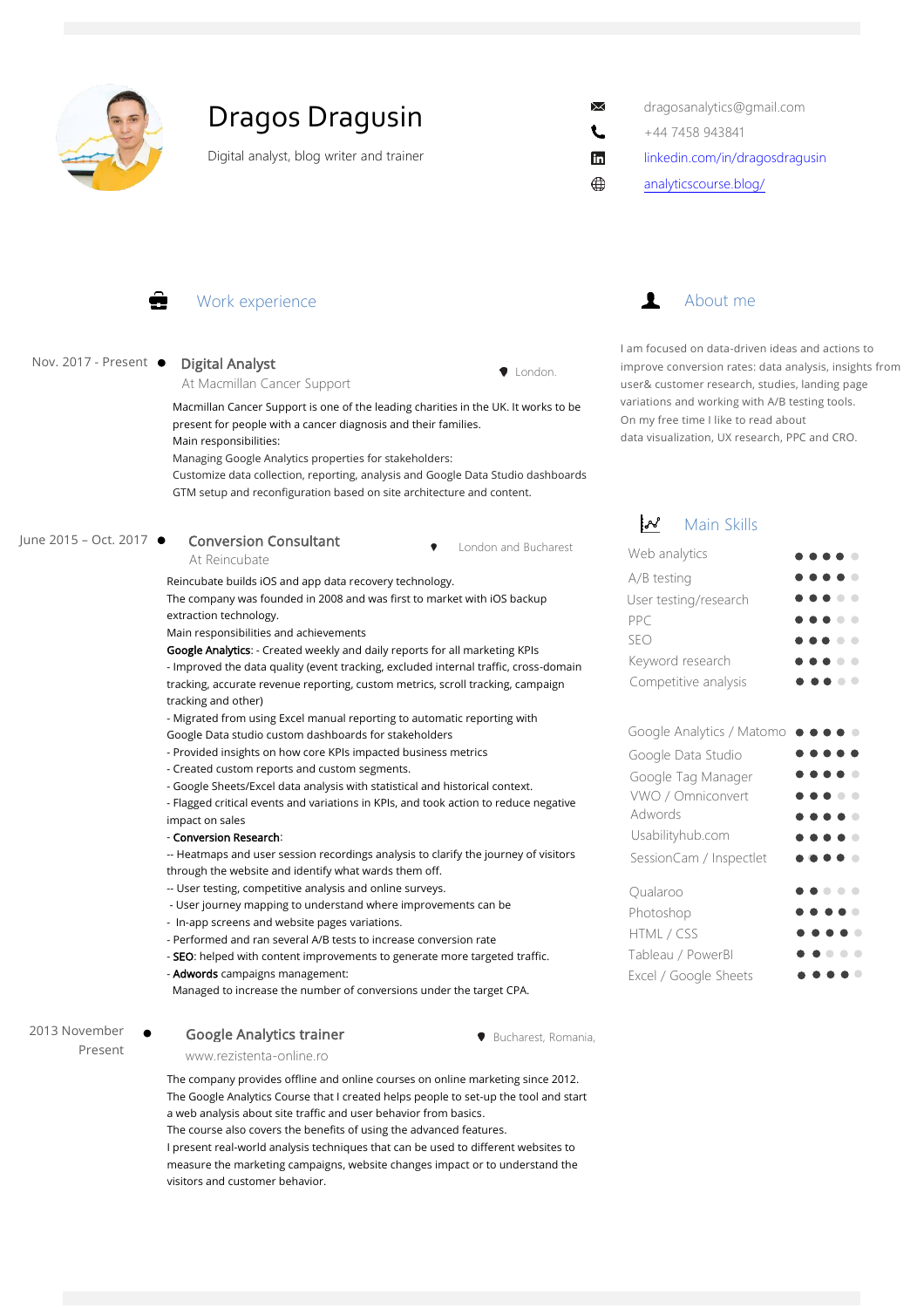# Dragos Dragusin

Digital analyst, blog writer and trainer

dragosanalytics@gmail.com
+44 7458 943841
linkedin.com/in/dragosdragusin
analyticscourse.blog/

## Work experience

**Nov. 2017 - Present**

### Digital Analyst

At Macmillan Cancer Support — London.

Macmillan Cancer Support is one of the leading charities in the UK. It works to be present for people with a cancer diagnosis and their families.
Main responsibilities:
Managing Google Analytics properties for stakeholders:
Customize data collection, reporting, analysis and Google Data Studio dashboards
GTM setup and reconfiguration based on site architecture and content.

**June 2015 – Oct. 2017**

### Conversion Consultant

At Reincubate — London and Bucharest

Reincubate builds iOS and app data recovery technology.
The company was founded in 2008 and was first to market with iOS backup extraction technology.
Main responsibilities and achievements
**Google Analytics**: - Created weekly and daily reports for all marketing KPIs
- Improved the data quality (event tracking, excluded internal traffic, cross-domain tracking, accurate revenue reporting, custom metrics, scroll tracking, campaign tracking and other)
- Migrated from using Excel manual reporting to automatic reporting with Google Data studio custom dashboards for stakeholders
- Provided insights on how core KPIs impacted business metrics
- Created custom reports and custom segments.
- Google Sheets/Excel data analysis with statistical and historical context.
- Flagged critical events and variations in KPIs, and took action to reduce negative impact on sales
- **Conversion Research**:
-- Heatmaps and user session recordings analysis to clarify the journey of visitors through the website and identify what wards them off.
-- User testing, competitive analysis and online surveys.
- User journey mapping to understand where improvements can be
- In-app screens and website pages variations.
- Performed and ran several A/B tests to increase conversion rate
- **SEO**: helped with content improvements to generate more targeted traffic.
- **Adwords** campaigns management:
Managed to increase the number of conversions under the target CPA.

**2013 November Present**

### Google Analytics trainer

www.rezistenta-online.ro — Bucharest, Romania,

The company provides offline and online courses on online marketing since 2012.
The Google Analytics Course that I created helps people to set-up the tool and start a web analysis about site traffic and user behavior from basics.
The course also covers the benefits of using the advanced features.
I present real-world analysis techniques that can be used to different websites to measure the marketing campaigns, website changes impact or to understand the visitors and customer behavior.

## About me

I am focused on data-driven ideas and actions to improve conversion rates: data analysis, insights from user& customer research, studies, landing page variations and working with A/B testing tools.
On my free time I like to read about data visualization, UX research, PPC and CRO.

## Main Skills

| Skill | Level (out of 5) |
|---|---|
| Web analytics | 4 |
| A/B testing | 4 |
| User testing/research | 3 |
| PPC | 3 |
| SEO | 3 |
| Keyword research | 3 |
| Competitive analysis | 3 |
| Google Analytics / Matomo | 4 |
| Google Data Studio | 5 |
| Google Tag Manager | 4 |
| VWO / Omniconvert | 3 |
| Adwords | 4 |
| Usabilityhub.com | 4 |
| SessionCam / Inspectlet | 4 |
| Qualaroo | 2 |
| Photoshop | 4 |
| HTML / CSS | 4 |
| Tableau / PowerBI | 2 |
| Excel / Google Sheets | 4 |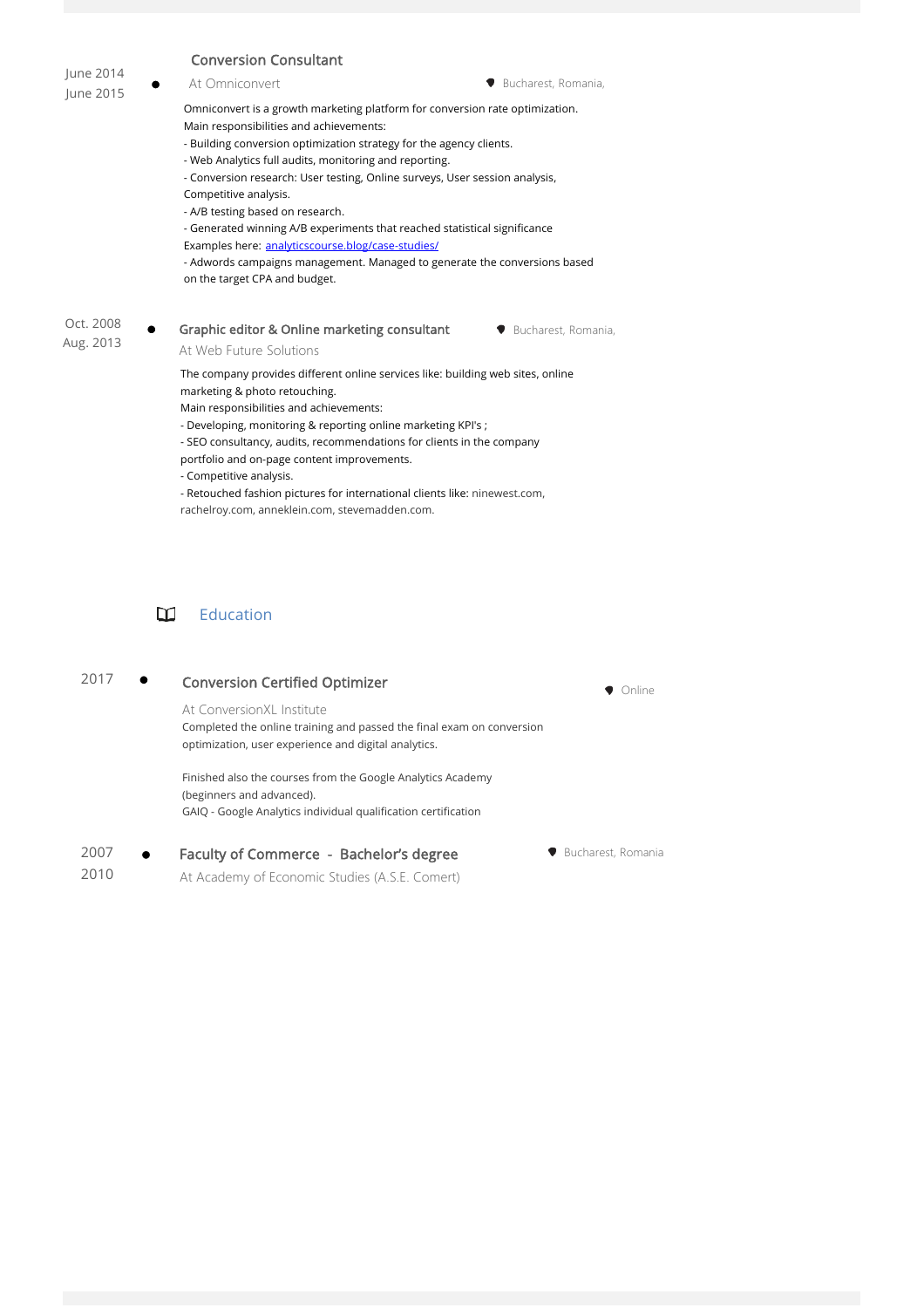June 2014
June 2015

### Conversion Consultant

At Omniconvert — Bucharest, Romania,

Omniconvert is a growth marketing platform for conversion rate optimization.
Main responsibilities and achievements:
- Building conversion optimization strategy for the agency clients.
- Web Analytics full audits, monitoring and reporting.
- Conversion research: User testing, Online surveys, User session analysis, Competitive analysis.
- A/B testing based on research.
- Generated winning A/B experiments that reached statistical significance
Examples here: [analyticscourse.blog/case-studies/](analyticscourse.blog/case-studies/)
- Adwords campaigns management. Managed to generate the conversions based on the target CPA and budget.

Oct. 2008
Aug. 2013

### Graphic editor & Online marketing consultant

At Web Future Solutions — Bucharest, Romania,

The company provides different online services like: building web sites, online marketing & photo retouching.
Main responsibilities and achievements:
- Developing, monitoring & reporting online marketing KPI's ;
- SEO consultancy, audits, recommendations for clients in the company portfolio and on-page content improvements.
- Competitive analysis.
- Retouched fashion pictures for international clients like: ninewest.com, rachelroy.com, anneklein.com, stevemadden.com.

## Education

2017

### Conversion Certified Optimizer

At ConversionXL Institute — Online

Completed the online training and passed the final exam on conversion optimization, user experience and digital analytics.

Finished also the courses from the Google Analytics Academy (beginners and advanced).
GAIQ - Google Analytics individual qualification certification

2007
2010

### Faculty of Commerce - Bachelor's degree

At Academy of Economic Studies (A.S.E. Comert) — Bucharest, Romania